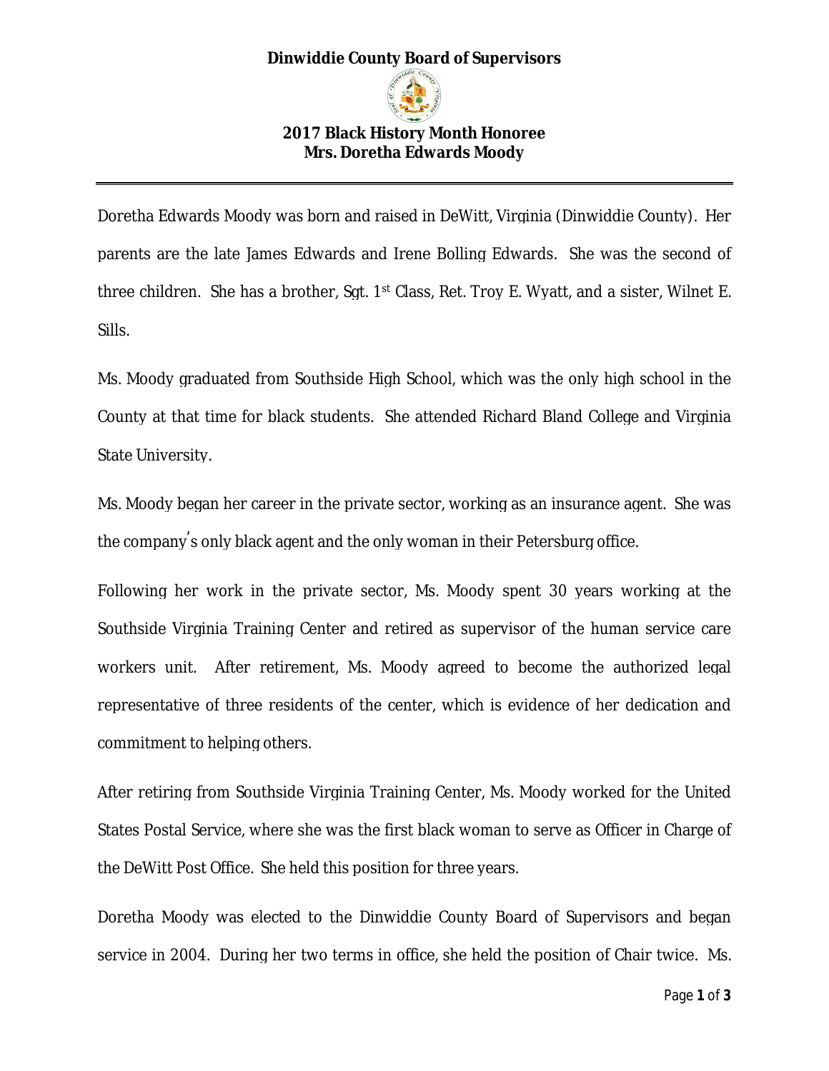# Dinwiddie County Board of Supervisors

## 2017 Black History Month Honoree
## Mrs. Doretha Edwards Moody

---

Doretha Edwards Moody was born and raised in DeWitt, Virginia (Dinwiddie County). Her parents are the late James Edwards and Irene Bolling Edwards. She was the second of three children. She has a brother, Sgt. 1st Class, Ret. Troy E. Wyatt, and a sister, Wilnet E. Sills.

Ms. Moody graduated from Southside High School, which was the only high school in the County at that time for black students. She attended Richard Bland College and Virginia State University.

Ms. Moody began her career in the private sector, working as an insurance agent. She was the company's only black agent and the only woman in their Petersburg office.

Following her work in the private sector, Ms. Moody spent 30 years working at the Southside Virginia Training Center and retired as supervisor of the human service care workers unit. After retirement, Ms. Moody agreed to become the authorized legal representative of three residents of the center, which is evidence of her dedication and commitment to helping others.

After retiring from Southside Virginia Training Center, Ms. Moody worked for the United States Postal Service, where she was the first black woman to serve as Officer in Charge of the DeWitt Post Office. She held this position for three years.

Doretha Moody was elected to the Dinwiddie County Board of Supervisors and began service in 2004. During her two terms in office, she held the position of Chair twice. Ms.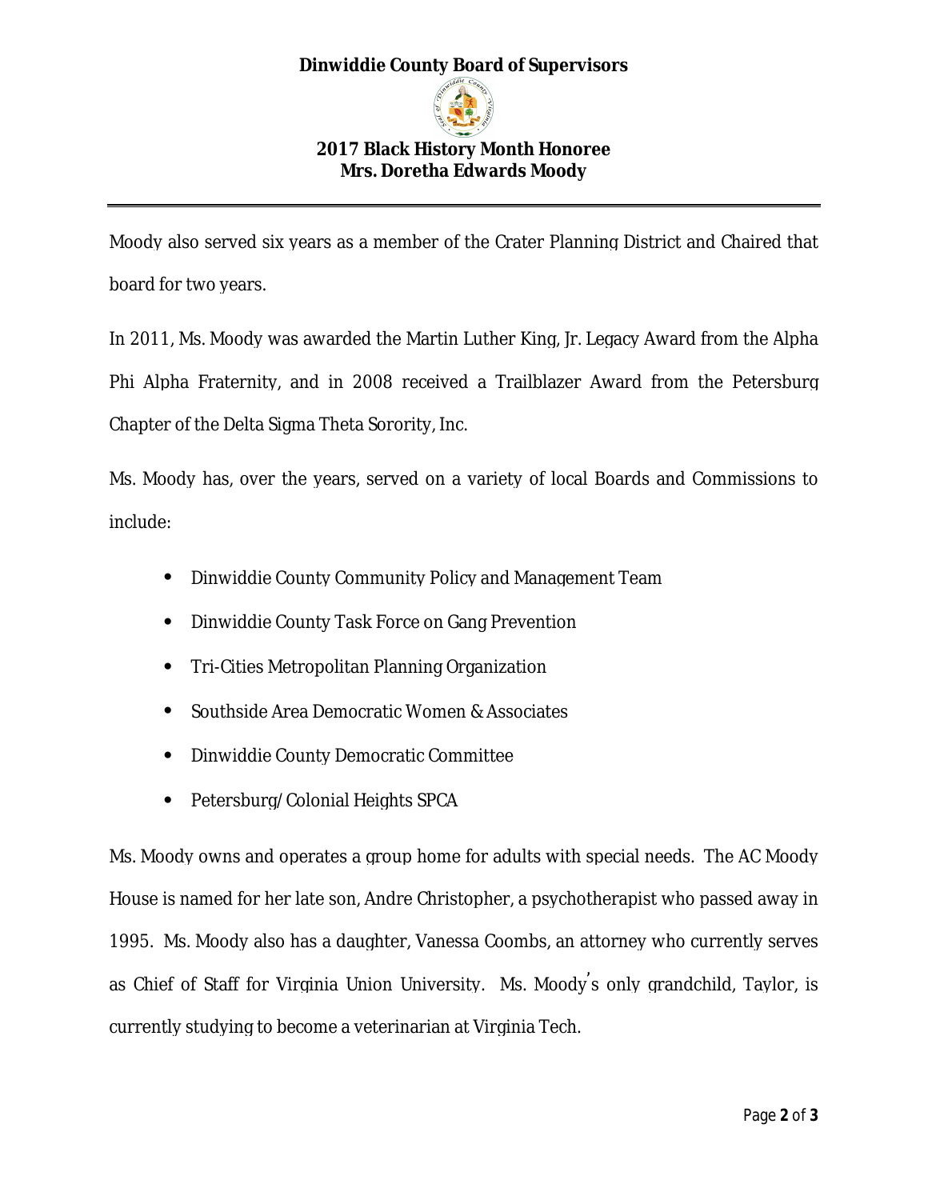Moody also served six years as a member of the Crater Planning District and Chaired that board for two years.

In 2011, Ms. Moody was awarded the Martin Luther King, Jr. Legacy Award from the Alpha Phi Alpha Fraternity, and in 2008 received a Trailblazer Award from the Petersburg Chapter of the Delta Sigma Theta Sorority, Inc.

Ms. Moody has, over the years, served on a variety of local Boards and Commissions to include:

- Dinwiddie County Community Policy and Management Team
- Dinwiddie County Task Force on Gang Prevention
- Tri-Cities Metropolitan Planning Organization
- Southside Area Democratic Women & Associates
- Dinwiddie County Democratic Committee
- Petersburg/Colonial Heights SPCA

Ms. Moody owns and operates a group home for adults with special needs. The AC Moody House is named for her late son, Andre Christopher, a psychotherapist who passed away in 1995. Ms. Moody also has a daughter, Vanessa Coombs, an attorney who currently serves as Chief of Staff for Virginia Union University. Ms. Moody's only grandchild, Taylor, is currently studying to become a veterinarian at Virginia Tech.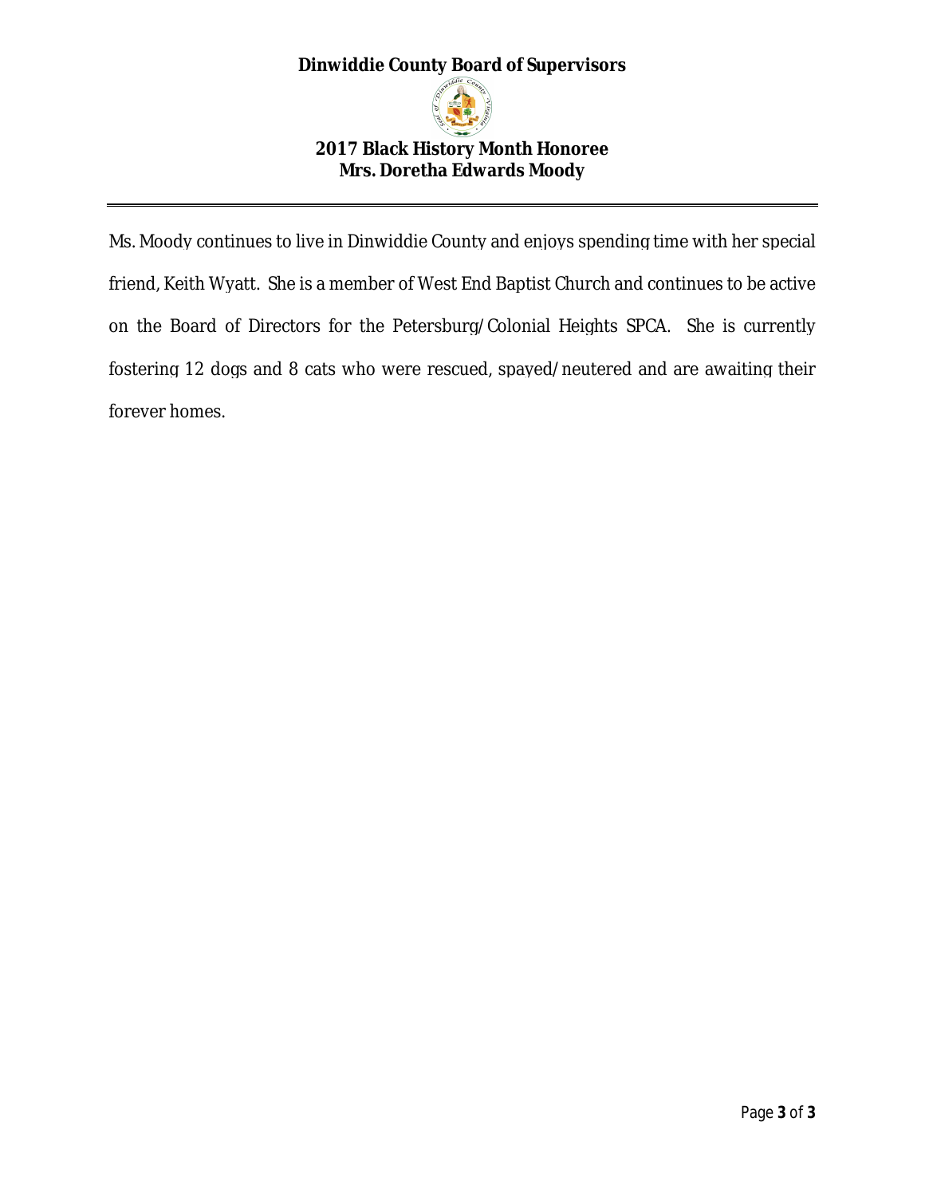Ms. Moody continues to live in Dinwiddie County and enjoys spending time with her special friend, Keith Wyatt. She is a member of West End Baptist Church and continues to be active on the Board of Directors for the Petersburg/Colonial Heights SPCA. She is currently fostering 12 dogs and 8 cats who were rescued, spayed/neutered and are awaiting their forever homes.